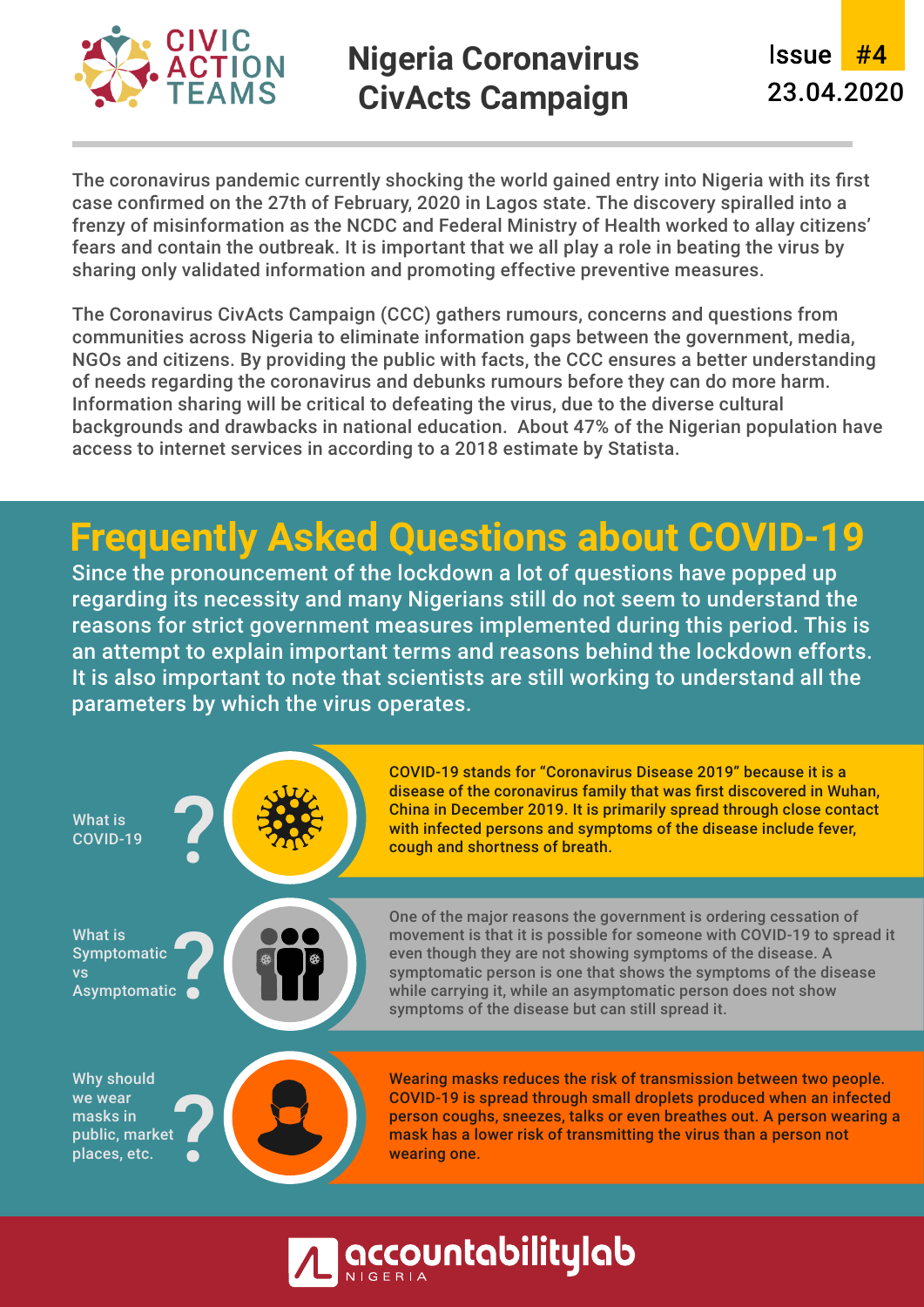# Nigeria Coronavirus CivActs Campaign

CIVIC ACTION TEAMS

Issue #4
23.04.2020

The coronavirus pandemic currently shocking the world gained entry into Nigeria with its first case confirmed on the 27th of February, 2020 in Lagos state. The discovery spiralled into a frenzy of misinformation as the NCDC and Federal Ministry of Health worked to allay citizens' fears and contain the outbreak. It is important that we all play a role in beating the virus by sharing only validated information and promoting effective preventive measures.

The Coronavirus CivActs Campaign (CCC) gathers rumours, concerns and questions from communities across Nigeria to eliminate information gaps between the government, media, NGOs and citizens. By providing the public with facts, the CCC ensures a better understanding of needs regarding the coronavirus and debunks rumours before they can do more harm. Information sharing will be critical to defeating the virus, due to the diverse cultural backgrounds and drawbacks in national education. About 47% of the Nigerian population have access to internet services in according to a 2018 estimate by Statista.

## Frequently Asked Questions about COVID-19

Since the pronouncement of the lockdown a lot of questions have popped up regarding its necessity and many Nigerians still do not seem to understand the reasons for strict government measures implemented during this period. This is an attempt to explain important terms and reasons behind the lockdown efforts. It is also important to note that scientists are still working to understand all the parameters by which the virus operates.

### What is COVID-19?

**COVID-19 stands for "Coronavirus Disease 2019" because it is a disease of the coronavirus family that was first discovered in Wuhan, China in December 2019. It is primarily spread through close contact with infected persons and symptoms of the disease include fever, cough and shortness of breath.**

### What is Symptomatic vs Asymptomatic?

One of the major reasons the government is ordering cessation of movement is that it is possible for someone with COVID-19 to spread it even though they are not showing symptoms of the disease. A symptomatic person is one that shows the symptoms of the disease while carrying it, while an asymptomatic person does not show symptoms of the disease but can still spread it.

### Why should we wear masks in public, market places, etc.?

**Wearing masks reduces the risk of transmission between two people. COVID-19 is spread through small droplets produced when an infected person coughs, sneezes, talks or even breathes out. A person wearing a mask has a lower risk of transmitting the virus than a person not wearing one.**

accountabilitylab NIGERIA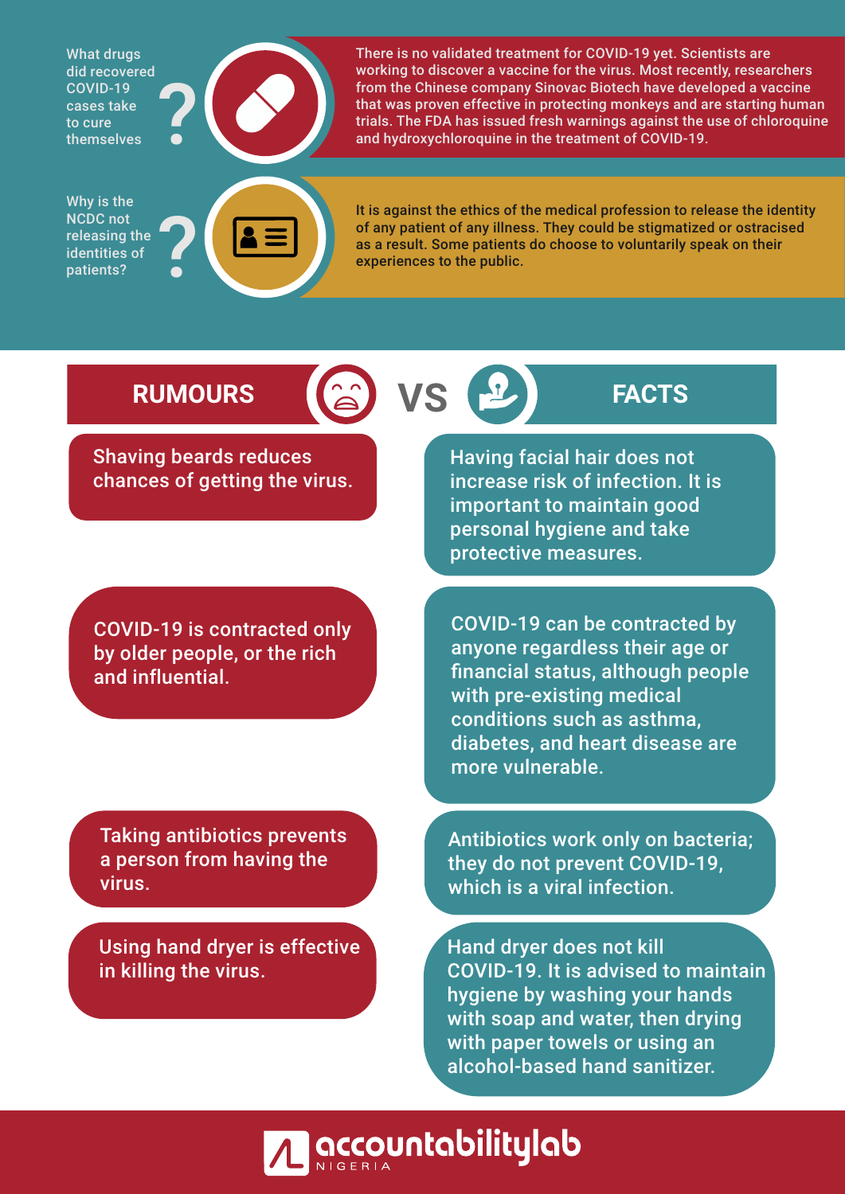**What drugs did recovered COVID-19 cases take to cure themselves?**

There is no validated treatment for COVID-19 yet. Scientists are working to discover a vaccine for the virus. Most recently, researchers from the Chinese company Sinovac Biotech have developed a vaccine that was proven effective in protecting monkeys and are starting human trials. The FDA has issued fresh warnings against the use of chloroquine and hydroxychloroquine in the treatment of COVID-19.

**Why is the NCDC not releasing the identities of patients?**

It is against the ethics of the medical profession to release the identity of any patient of any illness. They could be stigmatized or ostracised as a result. Some patients do choose to voluntarily speak on their experiences to the public.

## RUMOURS VS FACTS

| RUMOURS | FACTS |
| --- | --- |
| Shaving beards reduces chances of getting the virus. | Having facial hair does not increase risk of infection. It is important to maintain good personal hygiene and take protective measures. |
| COVID-19 is contracted only by older people, or the rich and influential. | COVID-19 can be contracted by anyone regardless their age or financial status, although people with pre-existing medical conditions such as asthma, diabetes, and heart disease are more vulnerable. |
| Taking antibiotics prevents a person from having the virus. | Antibiotics work only on bacteria; they do not prevent COVID-19, which is a viral infection. |
| Using hand dryer is effective in killing the virus. | Hand dryer does not kill COVID-19. It is advised to maintain hygiene by washing your hands with soap and water, then drying with paper towels or using an alcohol-based hand sanitizer. |

accountabilitylab NIGERIA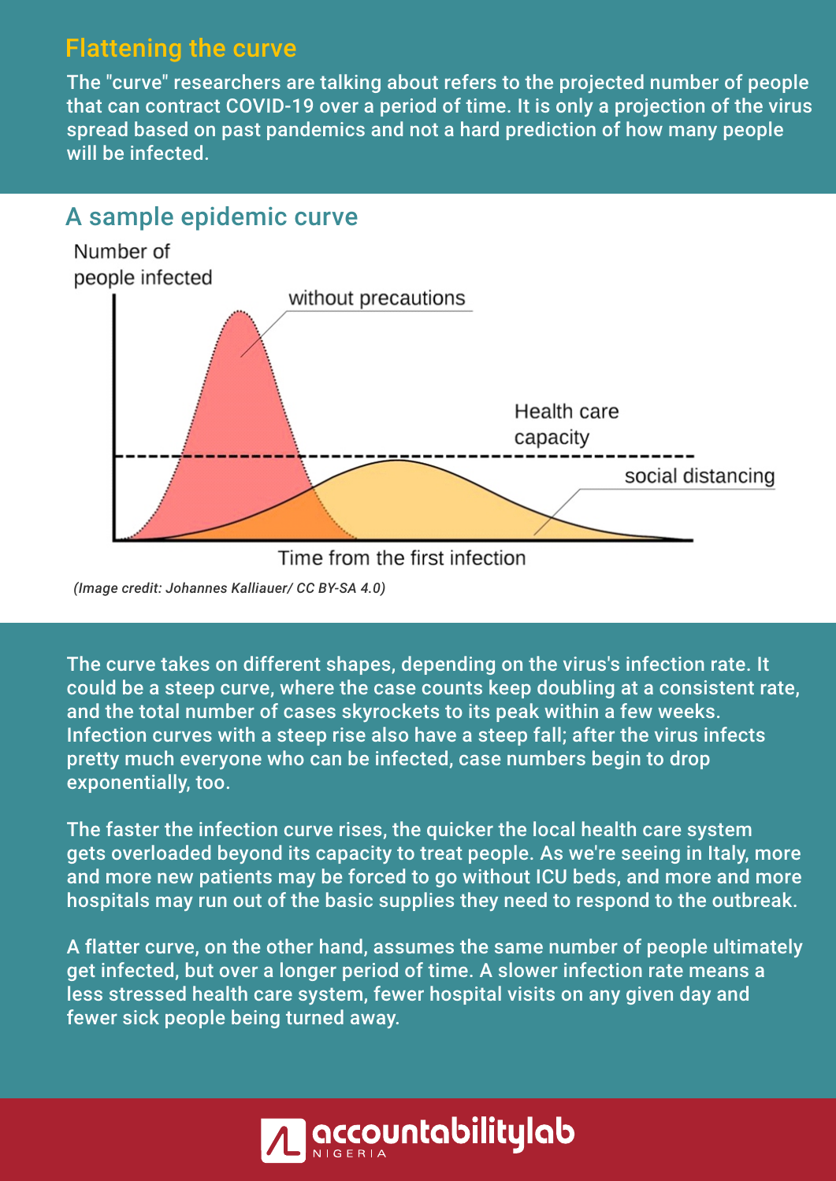## Flattening the curve

The "curve" researchers are talking about refers to the projected number of people that can contract COVID-19 over a period of time. It is only a projection of the virus spread based on past pandemics and not a hard prediction of how many people will be infected.

## A sample epidemic curve

Number of people infected

without precautions

Health care capacity

social distancing

Time from the first infection

*(Image credit: Johannes Kalliauer/ CC BY-SA 4.0)*

The curve takes on different shapes, depending on the virus's infection rate. It could be a steep curve, where the case counts keep doubling at a consistent rate, and the total number of cases skyrockets to its peak within a few weeks. Infection curves with a steep rise also have a steep fall; after the virus infects pretty much everyone who can be infected, case numbers begin to drop exponentially, too.

The faster the infection curve rises, the quicker the local health care system gets overloaded beyond its capacity to treat people. As we're seeing in Italy, more and more new patients may be forced to go without ICU beds, and more and more hospitals may run out of the basic supplies they need to respond to the outbreak.

A flatter curve, on the other hand, assumes the same number of people ultimately get infected, but over a longer period of time. A slower infection rate means a less stressed health care system, fewer hospital visits on any given day and fewer sick people being turned away.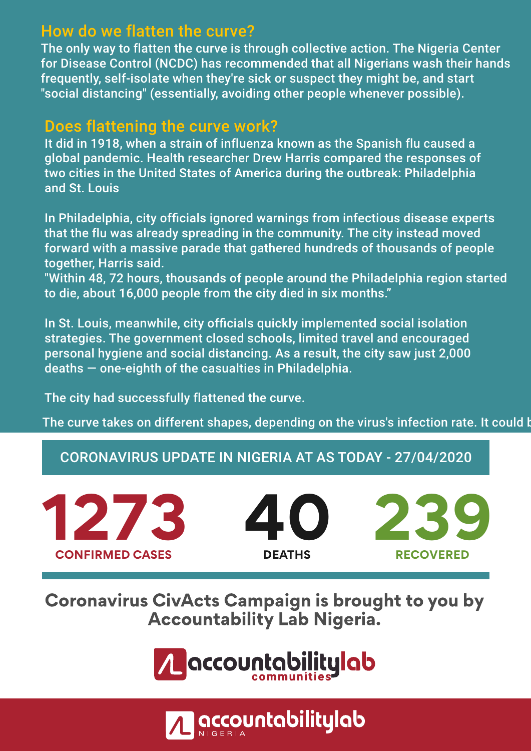## How do we flatten the curve?

The only way to flatten the curve is through collective action. The Nigeria Center for Disease Control (NCDC) has recommended that all Nigerians wash their hands frequently, self-isolate when they're sick or suspect they might be, and start "social distancing" (essentially, avoiding other people whenever possible).

## Does flattening the curve work?

It did in 1918, when a strain of influenza known as the Spanish flu caused a global pandemic. Health researcher Drew Harris compared the responses of two cities in the United States of America during the outbreak: Philadelphia and St. Louis

In Philadelphia, city officials ignored warnings from infectious disease experts that the flu was already spreading in the community. The city instead moved forward with a massive parade that gathered hundreds of thousands of people together, Harris said.

"Within 48, 72 hours, thousands of people around the Philadelphia region started to die, about 16,000 people from the city died in six months."

In St. Louis, meanwhile, city officials quickly implemented social isolation strategies. The government closed schools, limited travel and encouraged personal hygiene and social distancing. As a result, the city saw just 2,000 deaths — one-eighth of the casualties in Philadelphia.

The city had successfully flattened the curve.

The curve takes on different shapes, depending on the virus's infection rate. It could b

## CORONAVIRUS UPDATE IN NIGERIA AT AS TODAY - 27/04/2020

**1273**
CONFIRMED CASES

**40**
DEATHS

**239**
RECOVERED

**Coronavirus CivActs Campaign is brought to you by Accountability Lab Nigeria.**

accountabilitylab communities

accountabilitylab NIGERIA